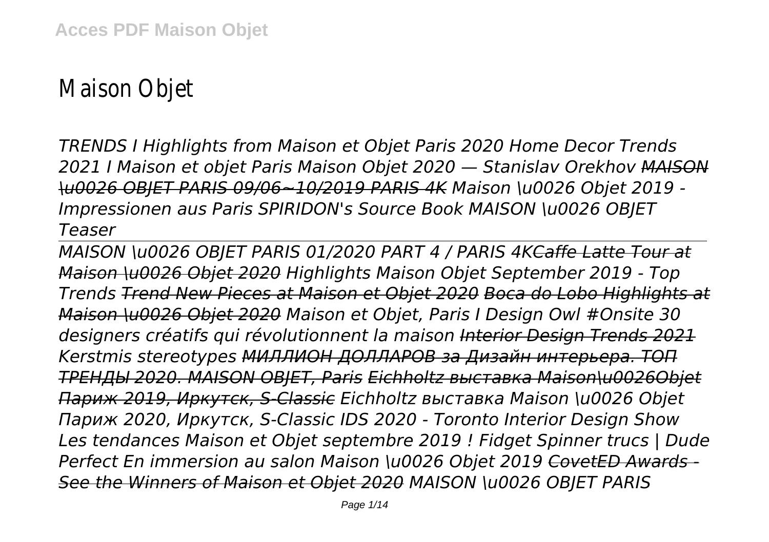# Maison Objet

*TRENDS I Highlights from Maison et Objet Paris 2020 Home Decor Trends 2021 I Maison et objet Paris Maison Objet 2020 — Stanislav Orekhov ~~MAISON \u0026 OBJET PARIS 09/06~10/2019 PARIS 4K~~ Maison \u0026 Objet 2019 - Impressionen aus Paris SPIRIDON's Source Book MAISON \u0026 OBJET Teaser*

*MAISON \u0026 OBJET PARIS 01/2020 PART 4 / PARIS 4K~~Caffe Latte Tour at Maison \u0026 Objet 2020~~ Highlights Maison Objet September 2019 - Top Trends ~~Trend New Pieces at Maison et Objet 2020~~ ~~Boca do Lobo Highlights at Maison \u0026 Objet 2020~~ Maison et Objet, Paris I Design Owl #Onsite 30 designers créatifs qui révolutionnent la maison ~~Interior Design Trends 2021~~ Kerstmis stereotypes ~~МИЛЛИОН ДОЛЛАРОВ за Дизайн интерьера. ТОП ТРЕНДЫ 2020. MAISON OBJET, Paris~~ ~~Eichholtz выставка Maison\u0026Objet Париж 2019, Иркутск, S-Classic~~ Eichholtz выставка Maison \u0026 Objet Париж 2020, Иркутск, S-Classic IDS 2020 - Toronto Interior Design Show Les tendances Maison et Objet septembre 2019 ! Fidget Spinner trucs | Dude Perfect En immersion au salon Maison \u0026 Objet 2019 ~~CovetED Awards - See the Winners of Maison et Objet 2020~~ MAISON \u0026 OBJET PARIS*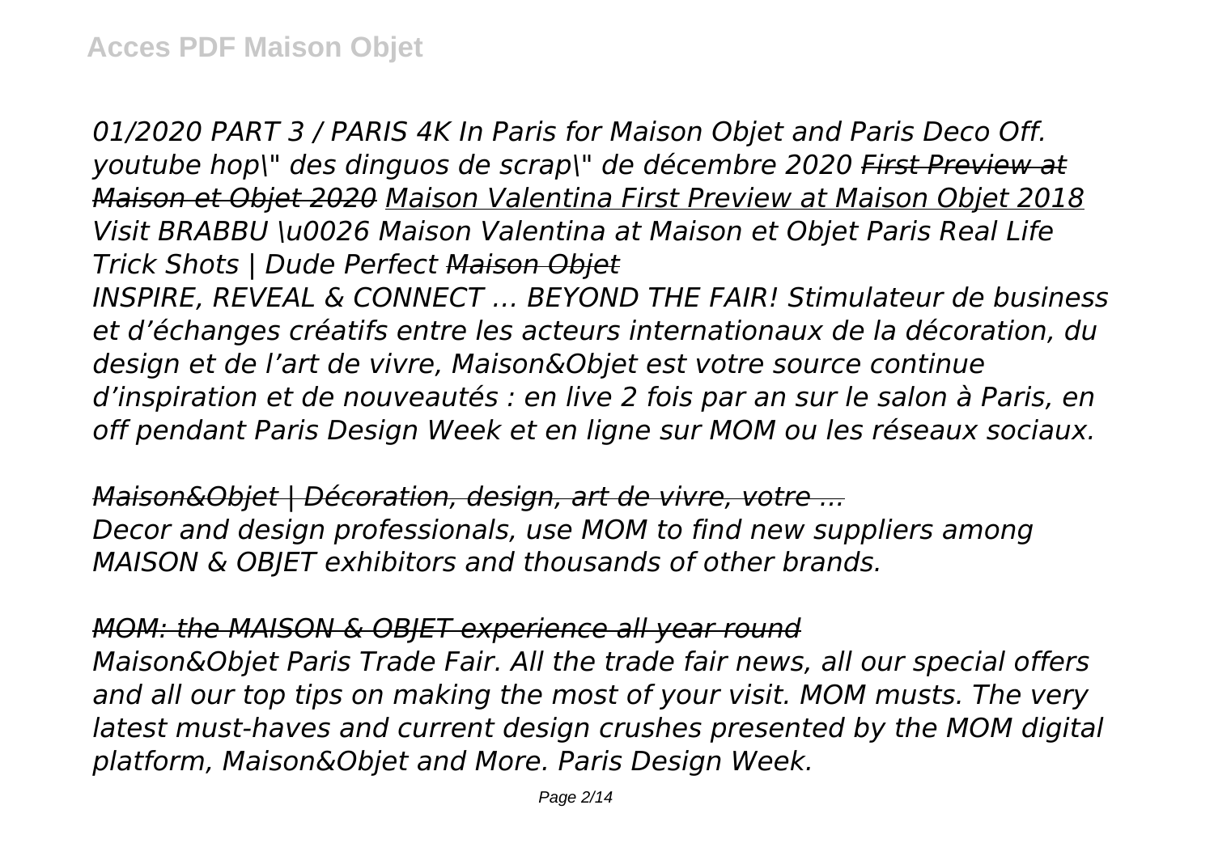*01/2020 PART 3 / PARIS 4K In Paris for Maison Objet and Paris Deco Off. youtube hop\" des dinguos de scrap\" de décembre 2020 ~~First Preview at Maison et Objet 2020~~ Maison Valentina First Preview at Maison Objet 2018 Visit BRABBU \u0026 Maison Valentina at Maison et Objet Paris Real Life Trick Shots | Dude Perfect ~~Maison Objet~~*

*INSPIRE, REVEAL & CONNECT … BEYOND THE FAIR! Stimulateur de business et d'échanges créatifs entre les acteurs internationaux de la décoration, du design et de l'art de vivre, Maison&Objet est votre source continue d'inspiration et de nouveautés : en live 2 fois par an sur le salon à Paris, en off pendant Paris Design Week et en ligne sur MOM ou les réseaux sociaux.*

*~~Maison&Objet | Décoration, design, art de vivre, votre ...~~*

*Decor and design professionals, use MOM to find new suppliers among MAISON & OBJET exhibitors and thousands of other brands.*

*~~MOM: the MAISON & OBJET experience all year round~~*

*Maison&Objet Paris Trade Fair. All the trade fair news, all our special offers and all our top tips on making the most of your visit. MOM musts. The very latest must-haves and current design crushes presented by the MOM digital platform, Maison&Objet and More. Paris Design Week.*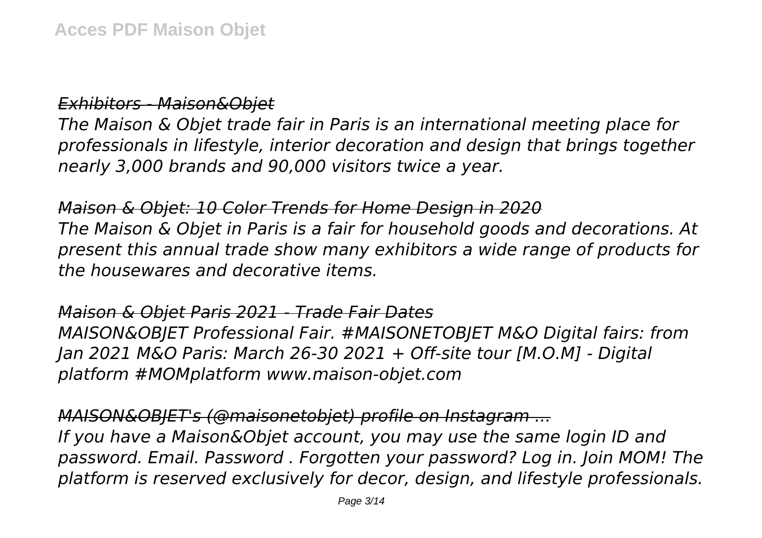*Exhibitors - Maison&Objet*

*The Maison & Objet trade fair in Paris is an international meeting place for professionals in lifestyle, interior decoration and design that brings together nearly 3,000 brands and 90,000 visitors twice a year.*

*Maison & Objet: 10 Color Trends for Home Design in 2020*

*The Maison & Objet in Paris is a fair for household goods and decorations. At present this annual trade show many exhibitors a wide range of products for the housewares and decorative items.*

*Maison & Objet Paris 2021 - Trade Fair Dates*

*MAISON&OBJET Professional Fair. #MAISONETOBJET M&O Digital fairs: from Jan 2021 M&O Paris: March 26-30 2021 + Off-site tour [M.O.M] - Digital platform #MOMplatform www.maison-objet.com*

*MAISON&OBJET's (@maisonetobjet) profile on Instagram ...*

*If you have a Maison&Objet account, you may use the same login ID and password. Email. Password . Forgotten your password? Log in. Join MOM! The platform is reserved exclusively for decor, design, and lifestyle professionals.*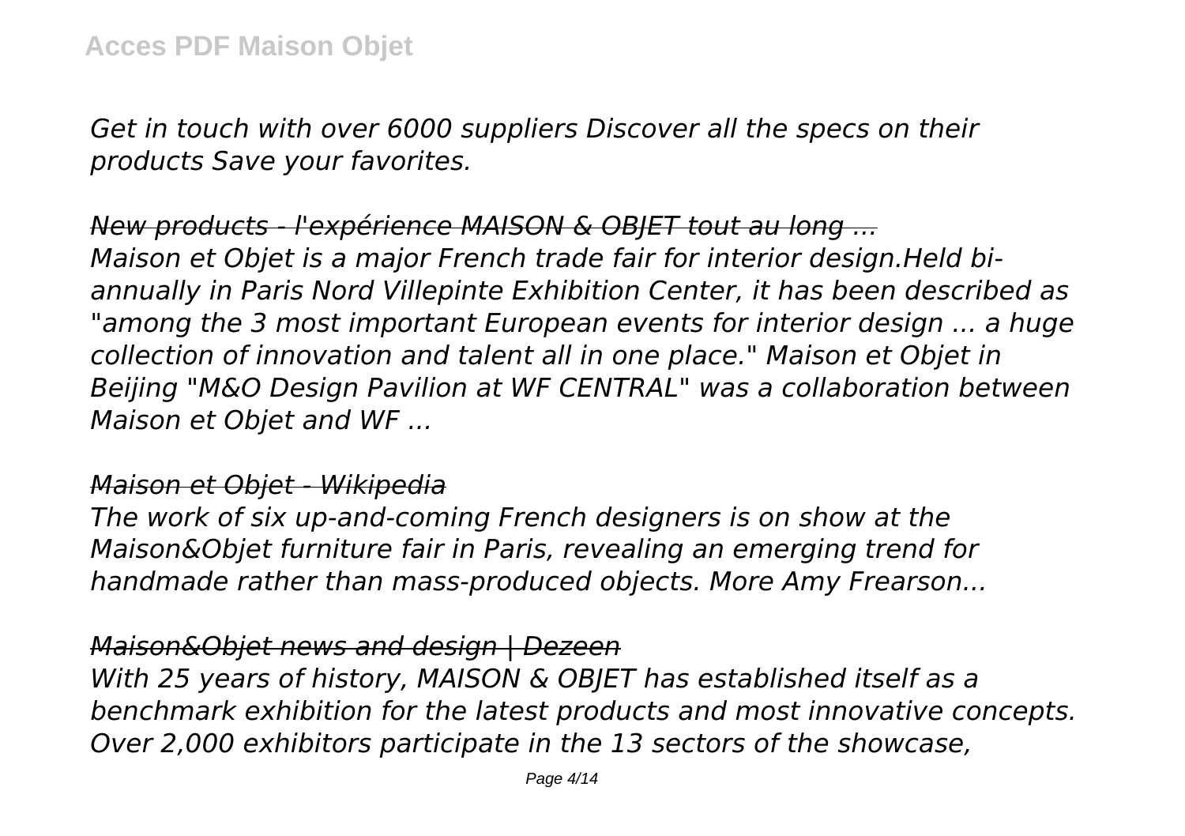*Get in touch with over 6000 suppliers Discover all the specs on their products Save your favorites.*

*New products - l'expérience MAISON & OBJET tout au long ...*

*Maison et Objet is a major French trade fair for interior design.Held bi-annually in Paris Nord Villepinte Exhibition Center, it has been described as "among the 3 most important European events for interior design ... a huge collection of innovation and talent all in one place." Maison et Objet in Beijing "M&O Design Pavilion at WF CENTRAL" was a collaboration between Maison et Objet and WF ...*

*Maison et Objet - Wikipedia*

*The work of six up-and-coming French designers is on show at the Maison&Objet furniture fair in Paris, revealing an emerging trend for handmade rather than mass-produced objects. More Amy Frearson...*

*Maison&Objet news and design | Dezeen*

*With 25 years of history, MAISON & OBJET has established itself as a benchmark exhibition for the latest products and most innovative concepts. Over 2,000 exhibitors participate in the 13 sectors of the showcase,*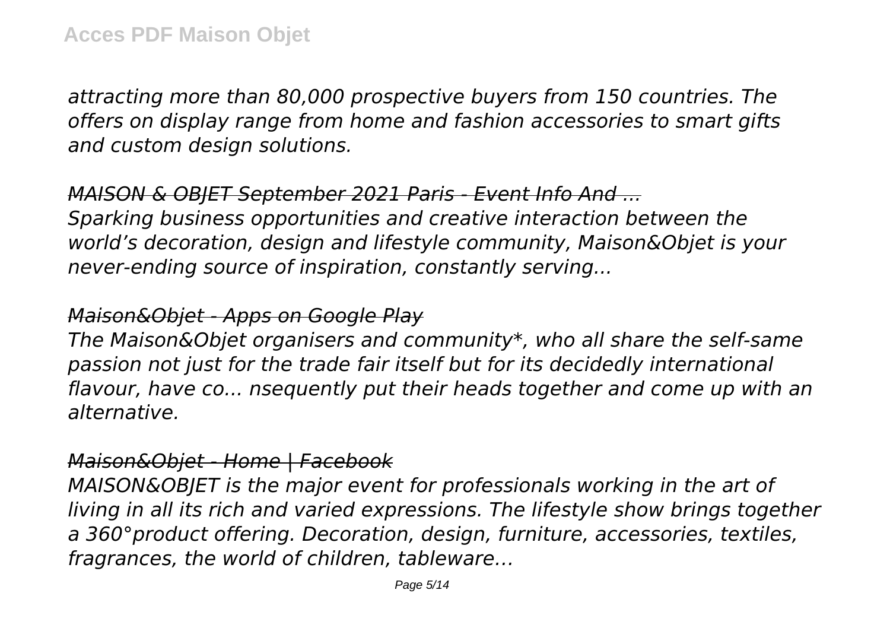*attracting more than 80,000 prospective buyers from 150 countries. The offers on display range from home and fashion accessories to smart gifts and custom design solutions.*

*MAISON & OBJET September 2021 Paris - Event Info And ...*

*Sparking business opportunities and creative interaction between the world's decoration, design and lifestyle community, Maison&Objet is your never-ending source of inspiration, constantly serving...*

*Maison&Objet - Apps on Google Play*

*The Maison&Objet organisers and community*, who all share the self-same passion not just for the trade fair itself but for its decidedly international flavour, have co... nsequently put their heads together and come up with an alternative.*

*Maison&Objet - Home | Facebook*

*MAISON&OBJET is the major event for professionals working in the art of living in all its rich and varied expressions. The lifestyle show brings together a 360°product offering. Decoration, design, furniture, accessories, textiles, fragrances, the world of children, tableware…*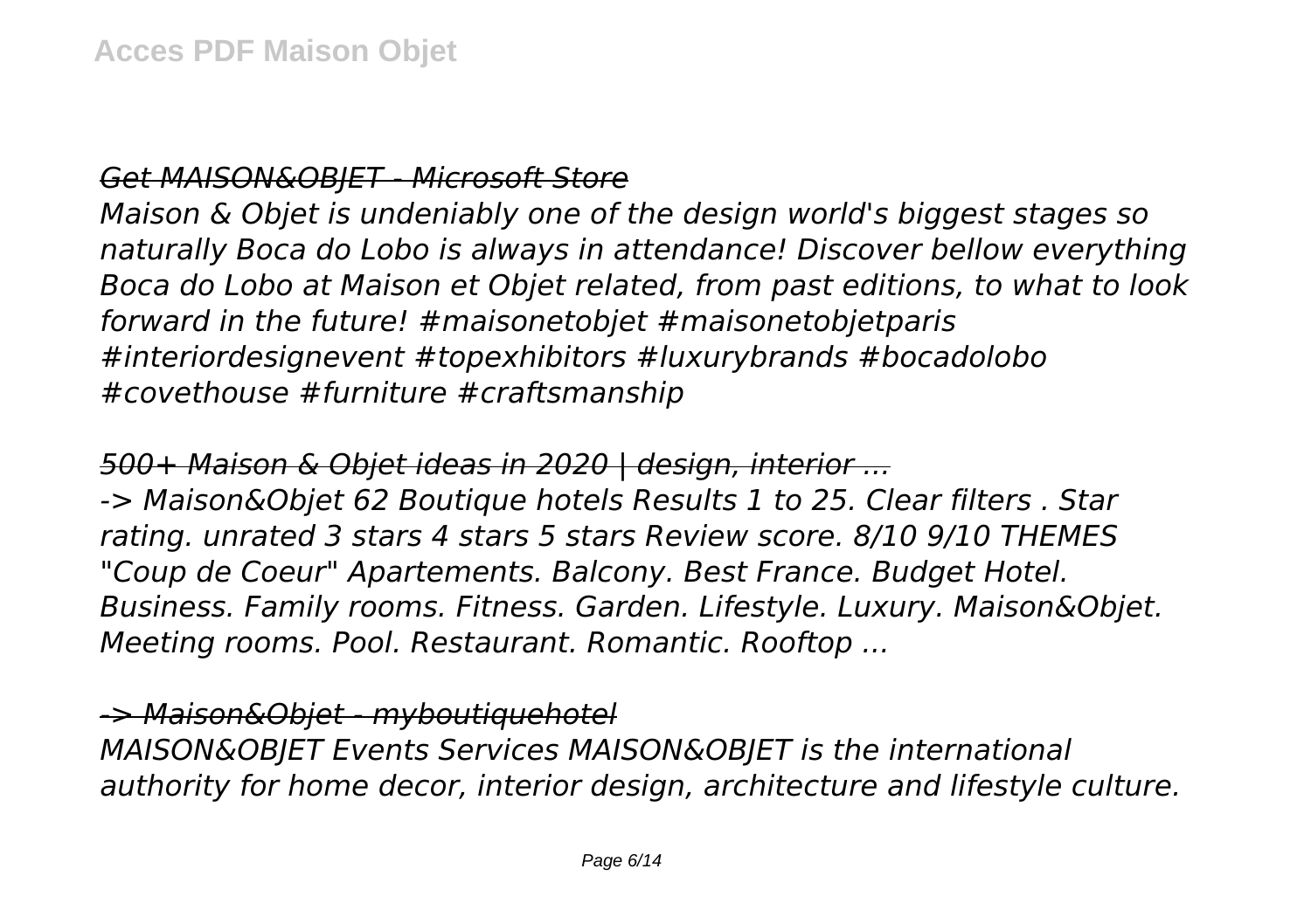*Get MAISON&OBJET - Microsoft Store*

*Maison & Objet is undeniably one of the design world's biggest stages so naturally Boca do Lobo is always in attendance! Discover bellow everything Boca do Lobo at Maison et Objet related, from past editions, to what to look forward in the future! #maisonetobjet #maisonetobjetparis #interiordesignevent #topexhibitors #luxurybrands #bocadolobo #covethouse #furniture #craftsmanship*

*500+ Maison & Objet ideas in 2020 | design, interior ...*

*-> Maison&Objet 62 Boutique hotels Results 1 to 25. Clear filters . Star rating. unrated 3 stars 4 stars 5 stars Review score. 8/10 9/10 THEMES "Coup de Coeur" Apartements. Balcony. Best France. Budget Hotel. Business. Family rooms. Fitness. Garden. Lifestyle. Luxury. Maison&Objet. Meeting rooms. Pool. Restaurant. Romantic. Rooftop ...*

*-> Maison&Objet - myboutiquehotel*

*MAISON&OBJET Events Services MAISON&OBJET is the international authority for home decor, interior design, architecture and lifestyle culture.*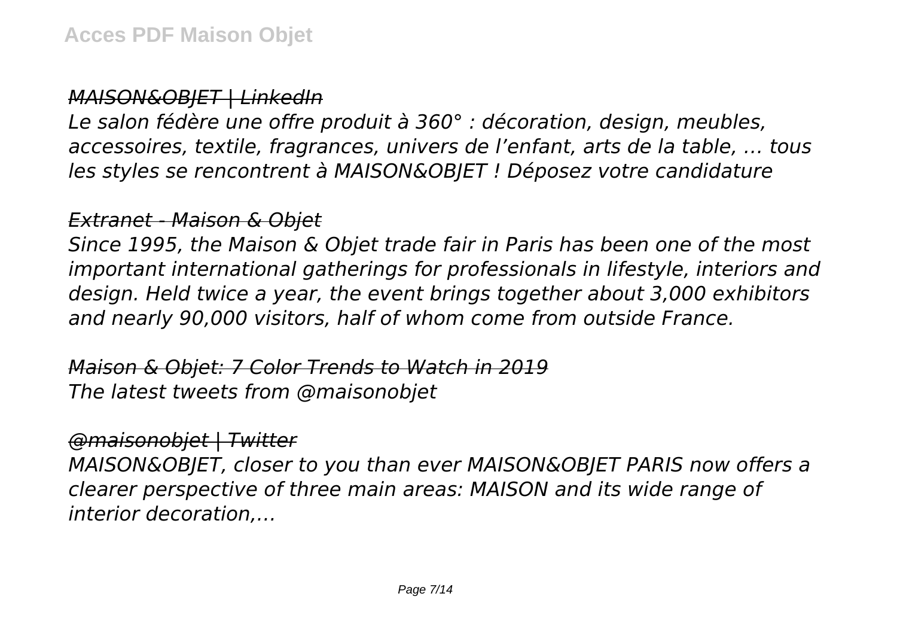*MAISON&OBJET | LinkedIn*

*Le salon fédère une offre produit à 360° : décoration, design, meubles, accessoires, textile, fragrances, univers de l'enfant, arts de la table, … tous les styles se rencontrent à MAISON&OBJET ! Déposez votre candidature*

*Extranet - Maison & Objet*

*Since 1995, the Maison & Objet trade fair in Paris has been one of the most important international gatherings for professionals in lifestyle, interiors and design. Held twice a year, the event brings together about 3,000 exhibitors and nearly 90,000 visitors, half of whom come from outside France.*

*Maison & Objet: 7 Color Trends to Watch in 2019*

*The latest tweets from @maisonobjet*

*@maisonobjet | Twitter*

*MAISON&OBJET, closer to you than ever MAISON&OBJET PARIS now offers a clearer perspective of three main areas: MAISON and its wide range of interior decoration,...*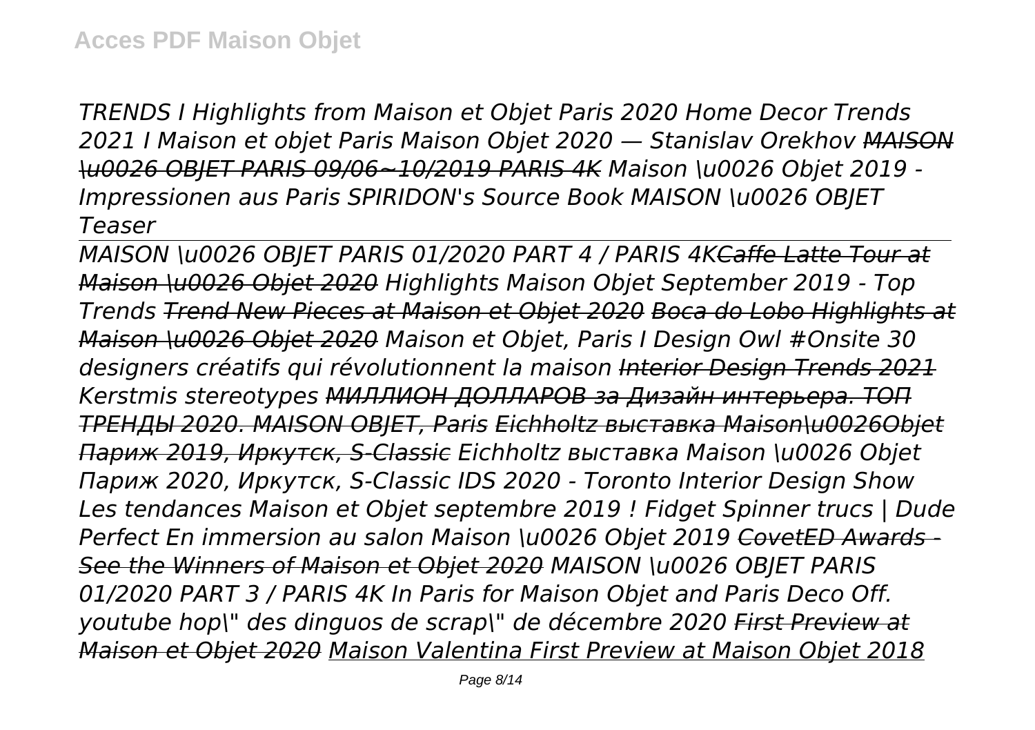*TRENDS I Highlights from Maison et Objet Paris 2020 Home Decor Trends 2021 I Maison et objet Paris Maison Objet 2020 — Stanislav Orekhov MAISON \u0026 OBJET PARIS 09/06~10/2019 PARIS 4K Maison \u0026 Objet 2019 - Impressionen aus Paris SPIRIDON's Source Book MAISON \u0026 OBJET Teaser*

*MAISON \u0026 OBJET PARIS 01/2020 PART 4 / PARIS 4KCaffe Latte Tour at Maison \u0026 Objet 2020 Highlights Maison Objet September 2019 - Top Trends Trend New Pieces at Maison et Objet 2020 Boca do Lobo Highlights at Maison \u0026 Objet 2020 Maison et Objet, Paris I Design Owl #Onsite 30 designers créatifs qui révolutionnent la maison Interior Design Trends 2021 Kerstmis stereotypes МИЛЛИОН ДОЛЛАРОВ за Дизайн интерьера. ТОП ТРЕНДЫ 2020. MAISON OBJET, Paris Eichholtz выставка Maison\u0026Objet Париж 2019, Иркутск, S-Classic Eichholtz выставка Maison \u0026 Objet Париж 2020, Иркутск, S-Classic IDS 2020 - Toronto Interior Design Show Les tendances Maison et Objet septembre 2019 ! Fidget Spinner trucs | Dude Perfect En immersion au salon Maison \u0026 Objet 2019 CovetED Awards - See the Winners of Maison et Objet 2020 MAISON \u0026 OBJET PARIS 01/2020 PART 3 / PARIS 4K In Paris for Maison Objet and Paris Deco Off. youtube hop\" des dinguos de scrap\" de décembre 2020 First Preview at Maison et Objet 2020 Maison Valentina First Preview at Maison Objet 2018*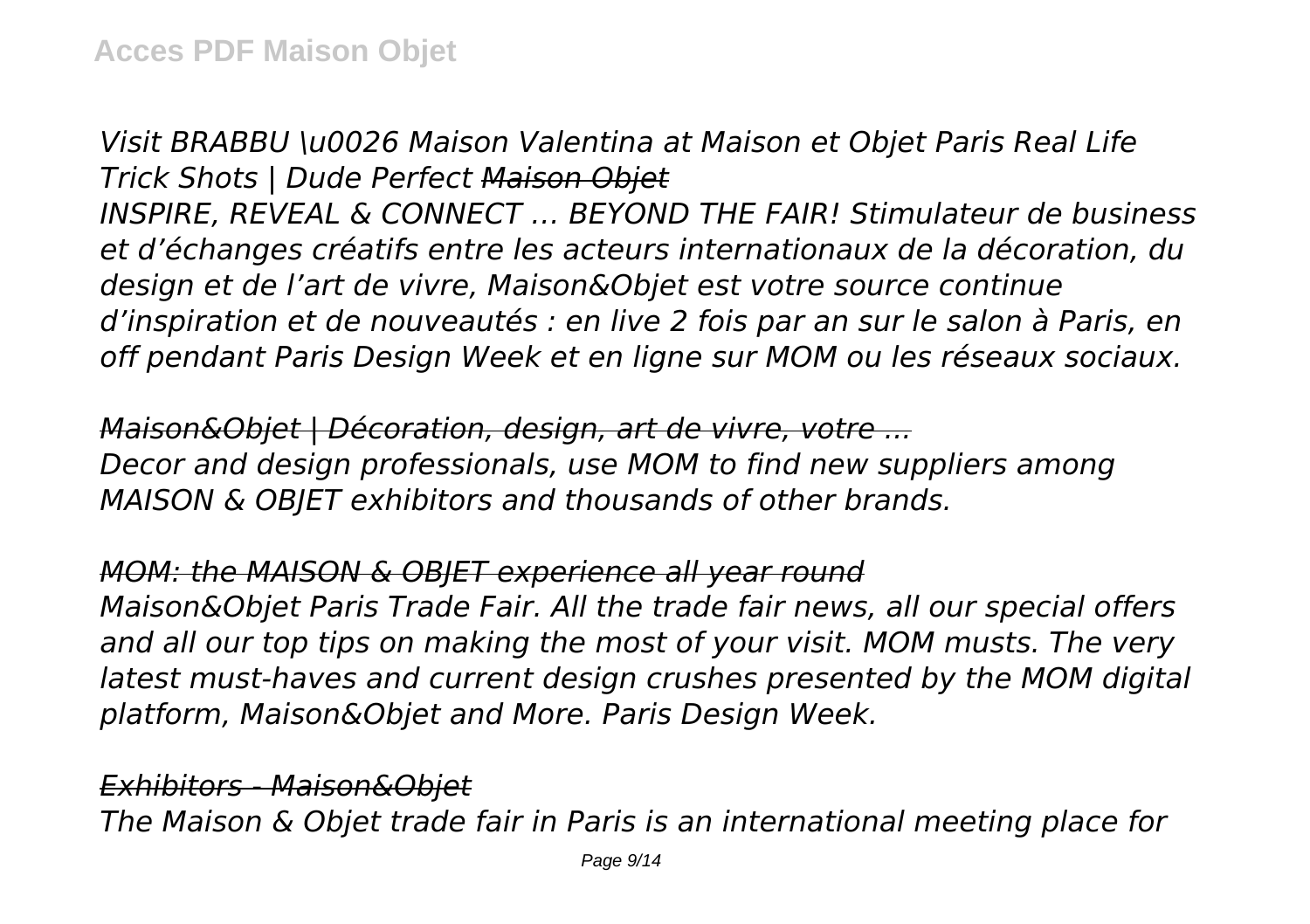*Visit BRABBU \u0026 Maison Valentina at Maison et Objet Paris Real Life Trick Shots | Dude Perfect ~~Maison Objet~~*

*INSPIRE, REVEAL & CONNECT … BEYOND THE FAIR! Stimulateur de business et d'échanges créatifs entre les acteurs internationaux de la décoration, du design et de l'art de vivre, Maison&Objet est votre source continue d'inspiration et de nouveautés : en live 2 fois par an sur le salon à Paris, en off pendant Paris Design Week et en ligne sur MOM ou les réseaux sociaux.*

*~~Maison&Objet | Décoration, design, art de vivre, votre ...~~*

*Decor and design professionals, use MOM to find new suppliers among MAISON & OBJET exhibitors and thousands of other brands.*

*~~MOM: the MAISON & OBJET experience all year round~~*

*Maison&Objet Paris Trade Fair. All the trade fair news, all our special offers and all our top tips on making the most of your visit. MOM musts. The very latest must-haves and current design crushes presented by the MOM digital platform, Maison&Objet and More. Paris Design Week.*

*~~Exhibitors - Maison&Objet~~*

*The Maison & Objet trade fair in Paris is an international meeting place for*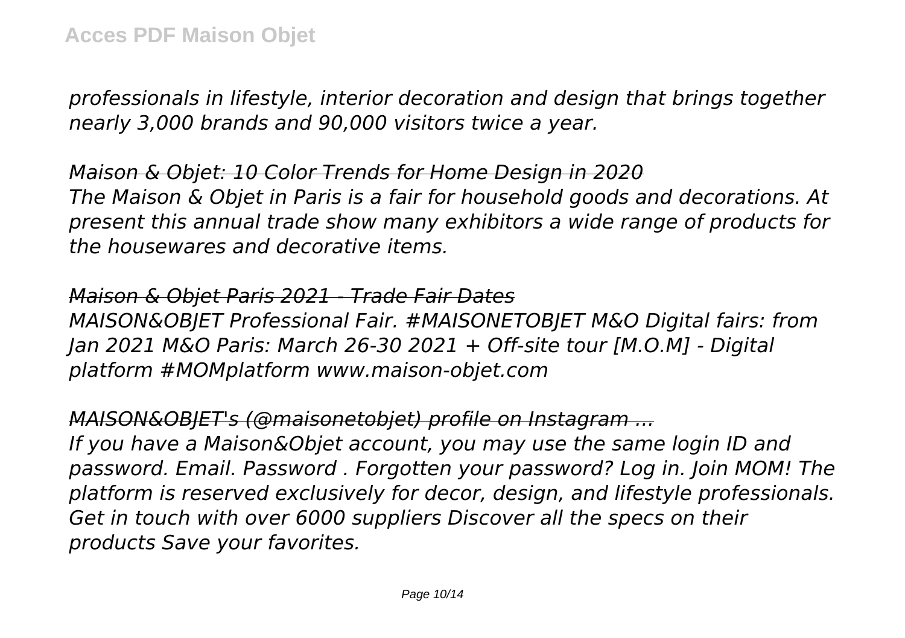*professionals in lifestyle, interior decoration and design that brings together nearly 3,000 brands and 90,000 visitors twice a year.*

*Maison & Objet: 10 Color Trends for Home Design in 2020*

*The Maison & Objet in Paris is a fair for household goods and decorations. At present this annual trade show many exhibitors a wide range of products for the housewares and decorative items.*

*Maison & Objet Paris 2021 - Trade Fair Dates*

*MAISON&OBJET Professional Fair. #MAISONETOBJET M&O Digital fairs: from Jan 2021 M&O Paris: March 26-30 2021 + Off-site tour [M.O.M] - Digital platform #MOMplatform www.maison-objet.com*

*MAISON&OBJET's (@maisonetobjet) profile on Instagram ...*

*If you have a Maison&Objet account, you may use the same login ID and password. Email. Password . Forgotten your password? Log in. Join MOM! The platform is reserved exclusively for decor, design, and lifestyle professionals. Get in touch with over 6000 suppliers Discover all the specs on their products Save your favorites.*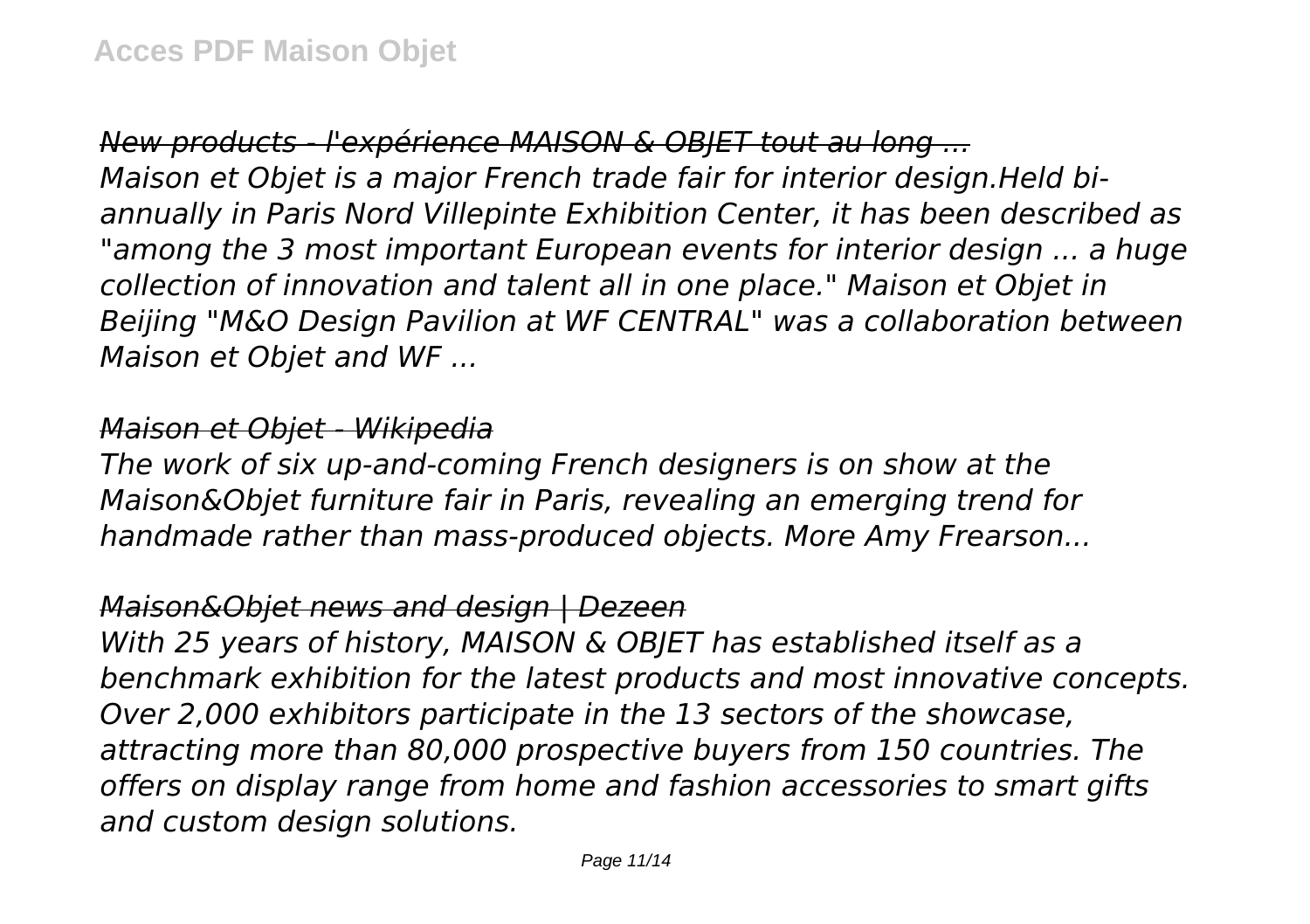*New products - l'expérience MAISON & OBJET tout au long ...*

*Maison et Objet is a major French trade fair for interior design.Held bi-annually in Paris Nord Villepinte Exhibition Center, it has been described as "among the 3 most important European events for interior design ... a huge collection of innovation and talent all in one place." Maison et Objet in Beijing "M&O Design Pavilion at WF CENTRAL" was a collaboration between Maison et Objet and WF ...*

*Maison et Objet - Wikipedia*

*The work of six up-and-coming French designers is on show at the Maison&Objet furniture fair in Paris, revealing an emerging trend for handmade rather than mass-produced objects. More Amy Frearson...*

*Maison&Objet news and design | Dezeen*

*With 25 years of history, MAISON & OBJET has established itself as a benchmark exhibition for the latest products and most innovative concepts. Over 2,000 exhibitors participate in the 13 sectors of the showcase, attracting more than 80,000 prospective buyers from 150 countries. The offers on display range from home and fashion accessories to smart gifts and custom design solutions.*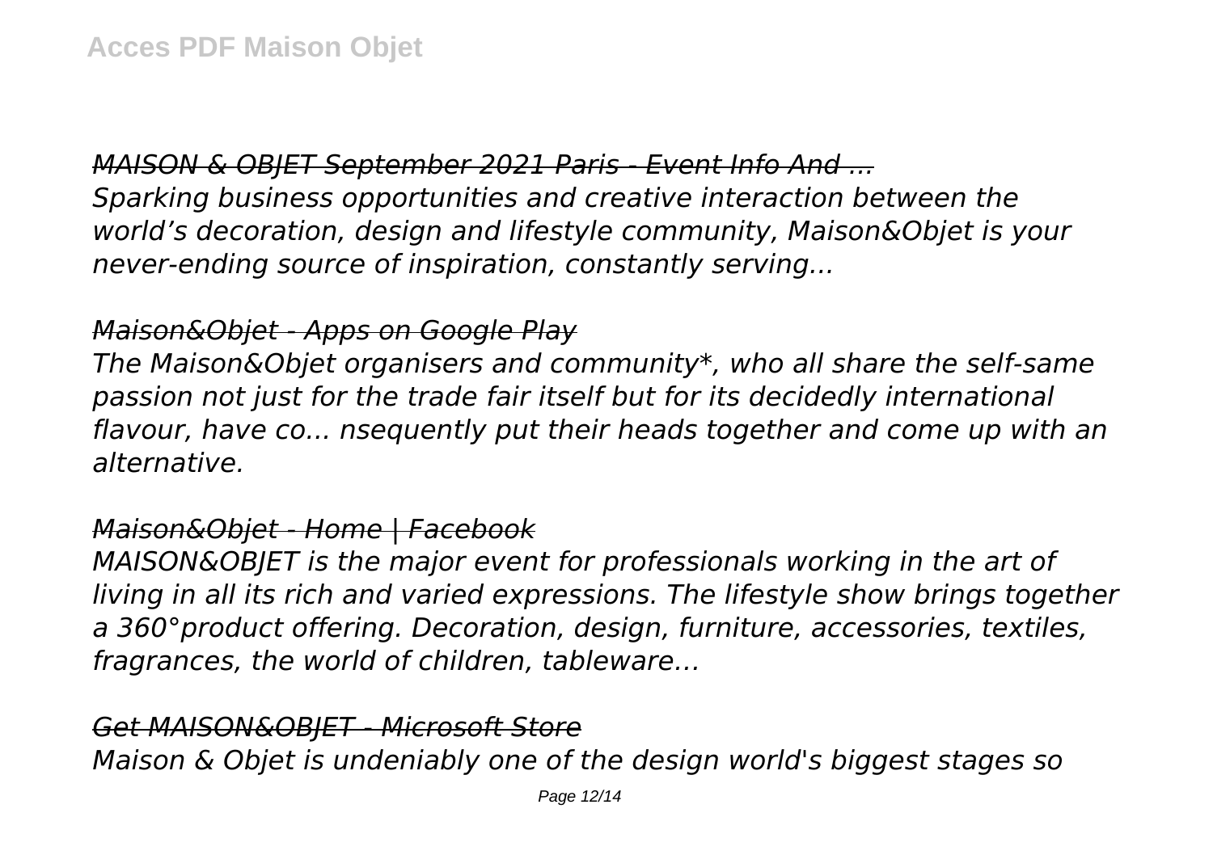*MAISON & OBJET September 2021 Paris - Event Info And ...*
*Sparking business opportunities and creative interaction between the world's decoration, design and lifestyle community, Maison&Objet is your never-ending source of inspiration, constantly serving...*

*Maison&Objet - Apps on Google Play*
*The Maison&Objet organisers and community*, who all share the self-same passion not just for the trade fair itself but for its decidedly international flavour, have co... nsequently put their heads together and come up with an alternative.*

*Maison&Objet - Home | Facebook*
*MAISON&OBJET is the major event for professionals working in the art of living in all its rich and varied expressions. The lifestyle show brings together a 360°product offering. Decoration, design, furniture, accessories, textiles, fragrances, the world of children, tableware…*

*Get MAISON&OBJET - Microsoft Store*
*Maison & Objet is undeniably one of the design world's biggest stages so*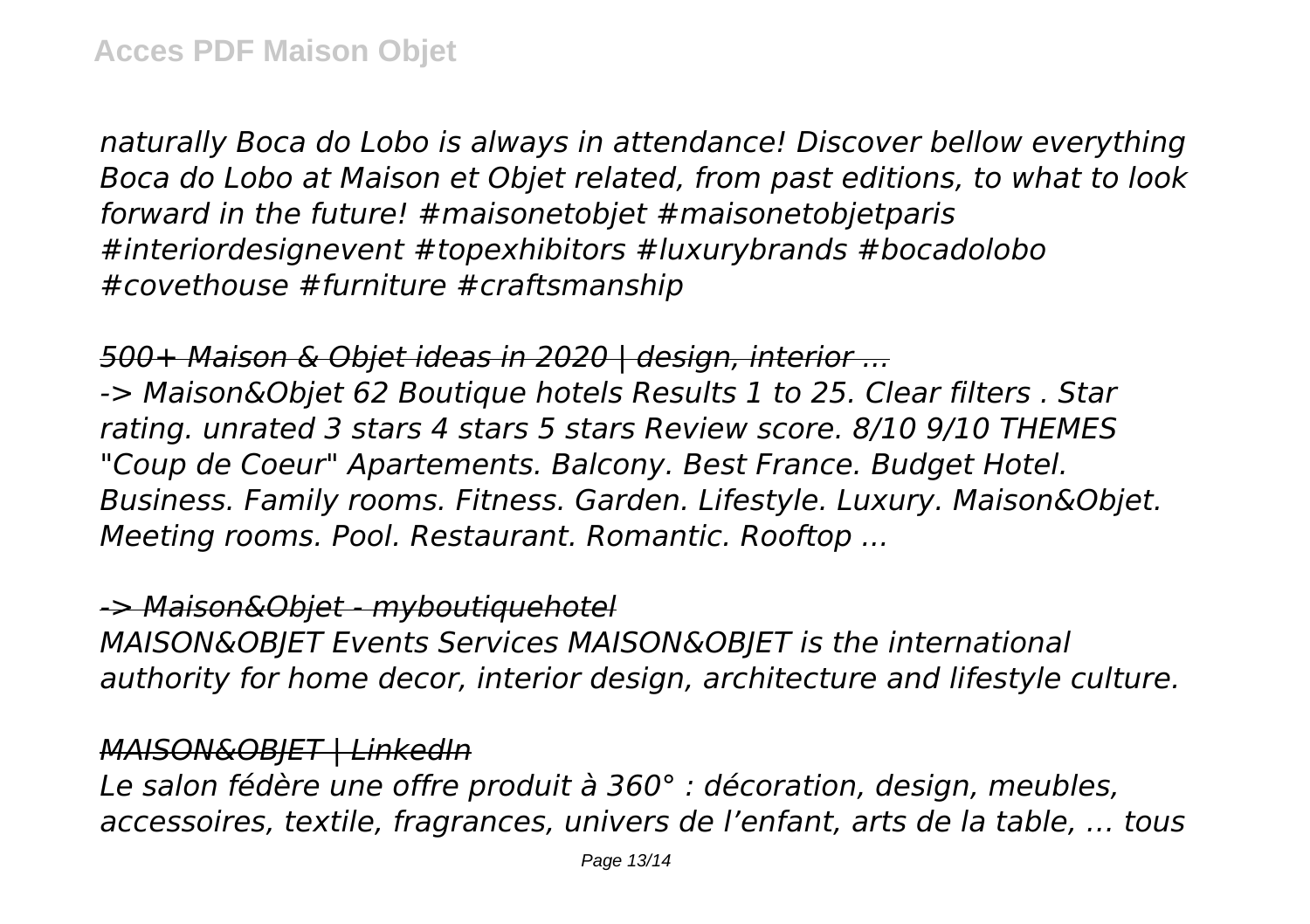*naturally Boca do Lobo is always in attendance! Discover bellow everything Boca do Lobo at Maison et Objet related, from past editions, to what to look forward in the future! #maisonetobjet #maisonetobjetparis #interiordesignevent #topexhibitors #luxurybrands #bocadolobo #covethouse #furniture #craftsmanship*

*500+ Maison & Objet ideas in 2020 | design, interior ...*

*-> Maison&Objet 62 Boutique hotels Results 1 to 25. Clear filters . Star rating. unrated 3 stars 4 stars 5 stars Review score. 8/10 9/10 THEMES "Coup de Coeur" Apartements. Balcony. Best France. Budget Hotel. Business. Family rooms. Fitness. Garden. Lifestyle. Luxury. Maison&Objet. Meeting rooms. Pool. Restaurant. Romantic. Rooftop ...*

*-> Maison&Objet - myboutiquehotel*

*MAISON&OBJET Events Services MAISON&OBJET is the international authority for home decor, interior design, architecture and lifestyle culture.*

*MAISON&OBJET | LinkedIn*

*Le salon fédère une offre produit à 360° : décoration, design, meubles, accessoires, textile, fragrances, univers de l'enfant, arts de la table, … tous*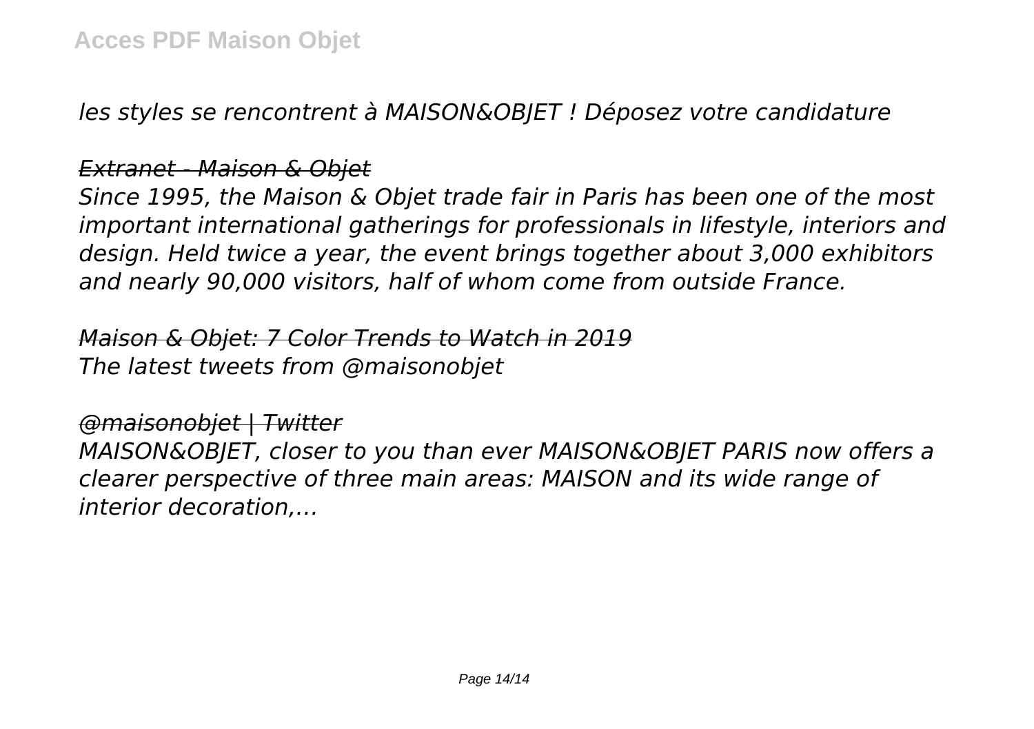*les styles se rencontrent à MAISON&OBJET ! Déposez votre candidature*

*~~Extranet - Maison & Objet~~*

*Since 1995, the Maison & Objet trade fair in Paris has been one of the most important international gatherings for professionals in lifestyle, interiors and design. Held twice a year, the event brings together about 3,000 exhibitors and nearly 90,000 visitors, half of whom come from outside France.*

*~~Maison & Objet: 7 Color Trends to Watch in 2019~~*

*The latest tweets from @maisonobjet*

*~~@maisonobjet | Twitter~~*

*MAISON&OBJET, closer to you than ever MAISON&OBJET PARIS now offers a clearer perspective of three main areas: MAISON and its wide range of interior decoration,...*